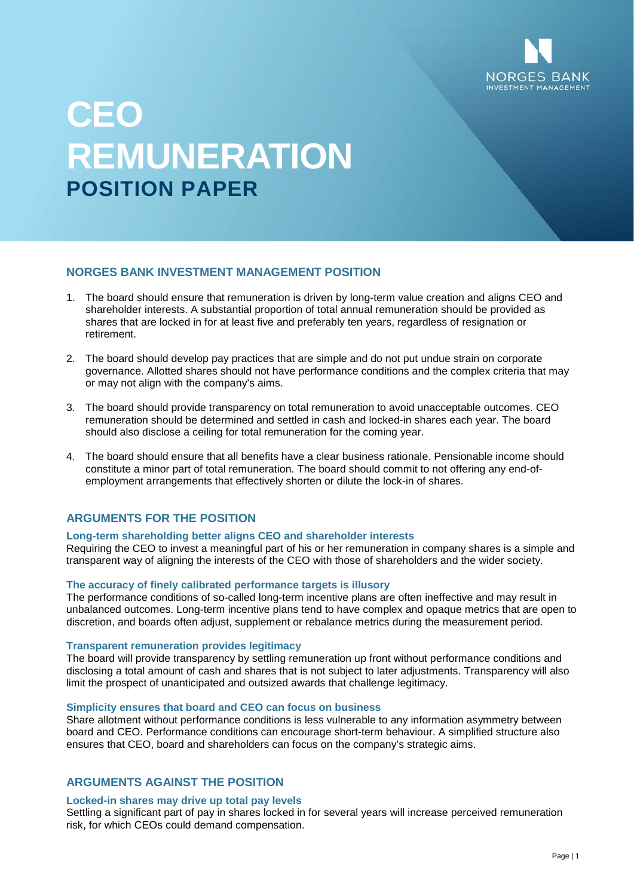# CEO REMUNERATION
## POSITION PAPER

## NORGES BANK INVESTMENT MANAGEMENT POSITION

1. The board should ensure that remuneration is driven by long-term value creation and aligns CEO and shareholder interests. A substantial proportion of total annual remuneration should be provided as shares that are locked in for at least five and preferably ten years, regardless of resignation or retirement.

2. The board should develop pay practices that are simple and do not put undue strain on corporate governance. Allotted shares should not have performance conditions and the complex criteria that may or may not align with the company's aims.

3. The board should provide transparency on total remuneration to avoid unacceptable outcomes. CEO remuneration should be determined and settled in cash and locked-in shares each year. The board should also disclose a ceiling for total remuneration for the coming year.

4. The board should ensure that all benefits have a clear business rationale. Pensionable income should constitute a minor part of total remuneration. The board should commit to not offering any end-of-employment arrangements that effectively shorten or dilute the lock-in of shares.

## ARGUMENTS FOR THE POSITION

### Long-term shareholding better aligns CEO and shareholder interests

Requiring the CEO to invest a meaningful part of his or her remuneration in company shares is a simple and transparent way of aligning the interests of the CEO with those of shareholders and the wider society.

### The accuracy of finely calibrated performance targets is illusory

The performance conditions of so-called long-term incentive plans are often ineffective and may result in unbalanced outcomes. Long-term incentive plans tend to have complex and opaque metrics that are open to discretion, and boards often adjust, supplement or rebalance metrics during the measurement period.

### Transparent remuneration provides legitimacy

The board will provide transparency by settling remuneration up front without performance conditions and disclosing a total amount of cash and shares that is not subject to later adjustments. Transparency will also limit the prospect of unanticipated and outsized awards that challenge legitimacy.

### Simplicity ensures that board and CEO can focus on business

Share allotment without performance conditions is less vulnerable to any information asymmetry between board and CEO. Performance conditions can encourage short-term behaviour. A simplified structure also ensures that CEO, board and shareholders can focus on the company's strategic aims.

## ARGUMENTS AGAINST THE POSITION

### Locked-in shares may drive up total pay levels

Settling a significant part of pay in shares locked in for several years will increase perceived remuneration risk, for which CEOs could demand compensation.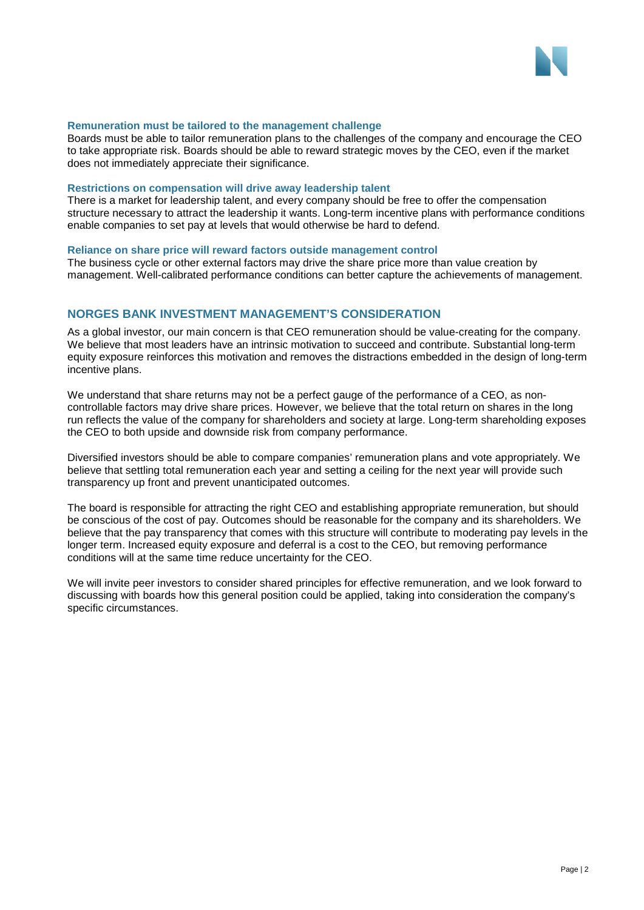**Remuneration must be tailored to the management challenge**

Boards must be able to tailor remuneration plans to the challenges of the company and encourage the CEO to take appropriate risk. Boards should be able to reward strategic moves by the CEO, even if the market does not immediately appreciate their significance.

**Restrictions on compensation will drive away leadership talent**

There is a market for leadership talent, and every company should be free to offer the compensation structure necessary to attract the leadership it wants. Long-term incentive plans with performance conditions enable companies to set pay at levels that would otherwise be hard to defend.

**Reliance on share price will reward factors outside management control**

The business cycle or other external factors may drive the share price more than value creation by management. Well-calibrated performance conditions can better capture the achievements of management.

## NORGES BANK INVESTMENT MANAGEMENT'S CONSIDERATION

As a global investor, our main concern is that CEO remuneration should be value-creating for the company. We believe that most leaders have an intrinsic motivation to succeed and contribute. Substantial long-term equity exposure reinforces this motivation and removes the distractions embedded in the design of long-term incentive plans.

We understand that share returns may not be a perfect gauge of the performance of a CEO, as non-controllable factors may drive share prices. However, we believe that the total return on shares in the long run reflects the value of the company for shareholders and society at large. Long-term shareholding exposes the CEO to both upside and downside risk from company performance.

Diversified investors should be able to compare companies' remuneration plans and vote appropriately. We believe that settling total remuneration each year and setting a ceiling for the next year will provide such transparency up front and prevent unanticipated outcomes.

The board is responsible for attracting the right CEO and establishing appropriate remuneration, but should be conscious of the cost of pay. Outcomes should be reasonable for the company and its shareholders. We believe that the pay transparency that comes with this structure will contribute to moderating pay levels in the longer term. Increased equity exposure and deferral is a cost to the CEO, but removing performance conditions will at the same time reduce uncertainty for the CEO.

We will invite peer investors to consider shared principles for effective remuneration, and we look forward to discussing with boards how this general position could be applied, taking into consideration the company's specific circumstances.